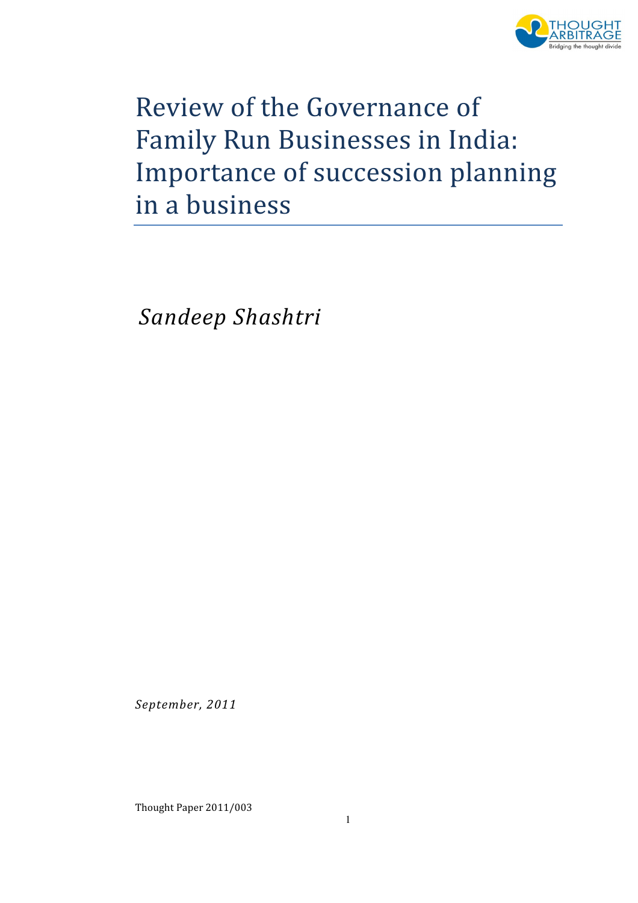# Review of the Governance of Family Run Businesses in India: Importance of succession planning in a business

*Sandeep Shashtri*

*September, 2011*

Thought Paper 2011/003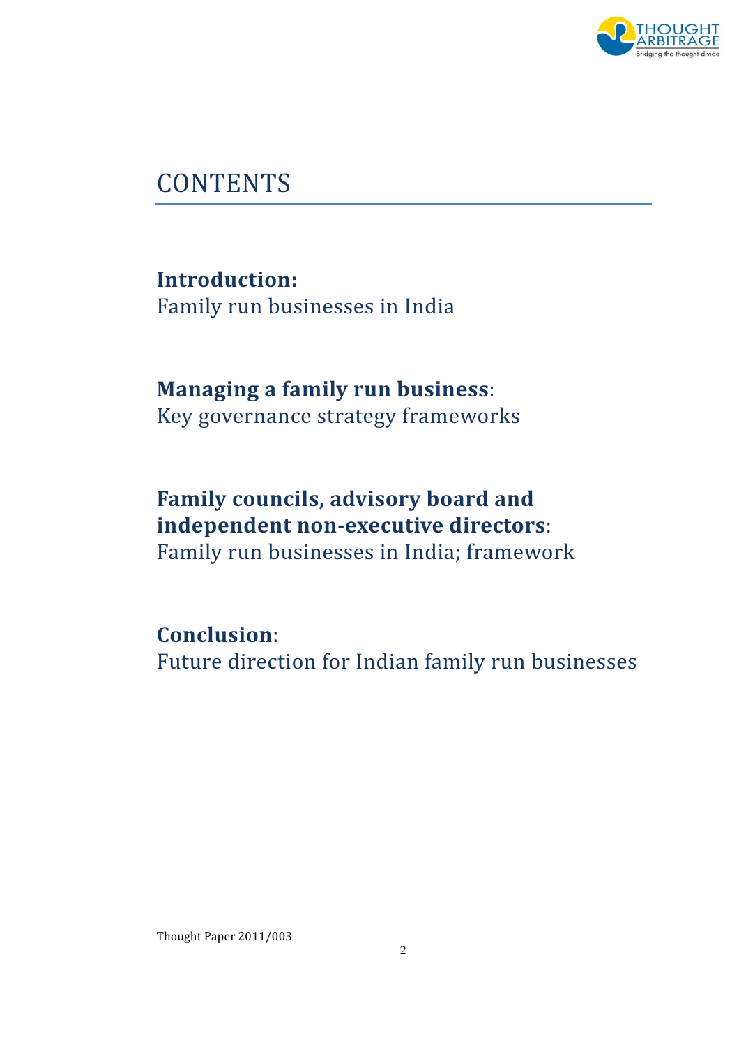# CONTENTS

**Introduction:**
Family run businesses in India

**Managing a family run business**:
Key governance strategy frameworks

**Family councils, advisory board and independent non-executive directors**:
Family run businesses in India; framework

**Conclusion**:
Future direction for Indian family run businesses

Thought Paper 2011/003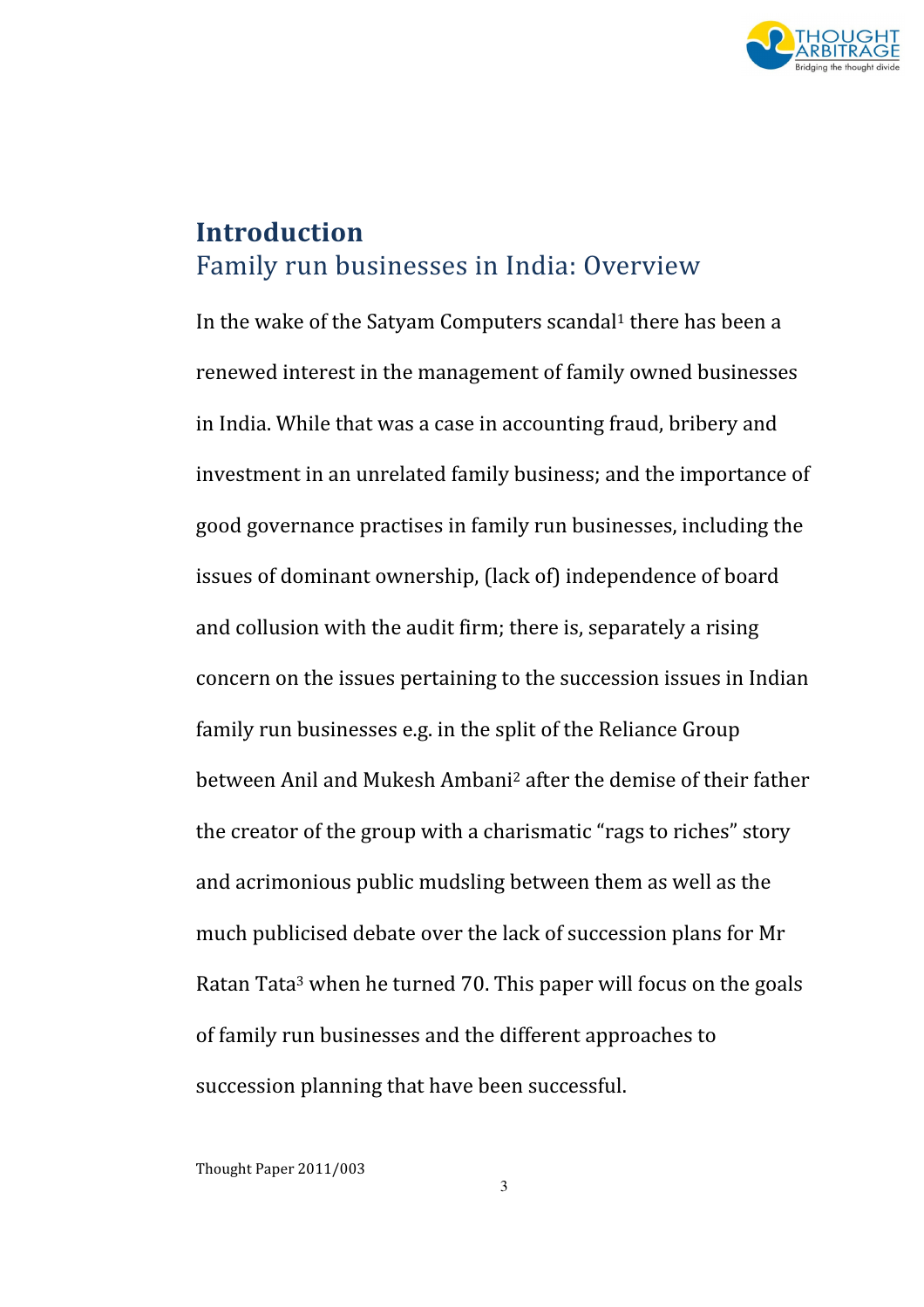# Introduction

## Family run businesses in India: Overview

In the wake of the Satyam Computers scandal[1] there has been a renewed interest in the management of family owned businesses in India. While that was a case in accounting fraud, bribery and investment in an unrelated family business; and the importance of good governance practises in family run businesses, including the issues of dominant ownership, (lack of) independence of board and collusion with the audit firm; there is, separately a rising concern on the issues pertaining to the succession issues in Indian family run businesses e.g. in the split of the Reliance Group between Anil and Mukesh Ambani[2] after the demise of their father the creator of the group with a charismatic "rags to riches" story and acrimonious public mudsling between them as well as the much publicised debate over the lack of succession plans for Mr Ratan Tata[3] when he turned 70. This paper will focus on the goals of family run businesses and the different approaches to succession planning that have been successful.

Thought Paper 2011/003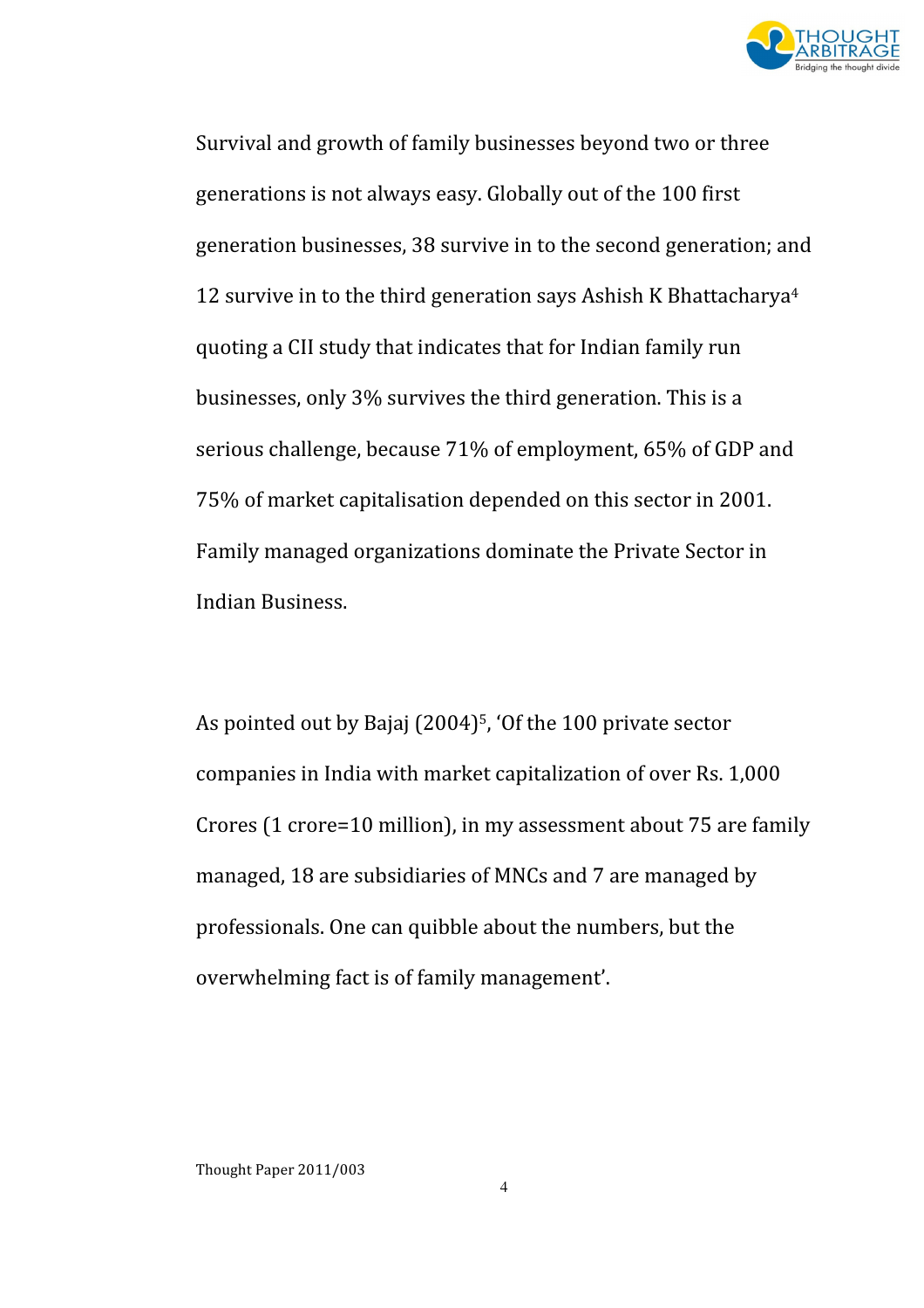Survival and growth of family businesses beyond two or three generations is not always easy. Globally out of the 100 first generation businesses, 38 survive in to the second generation; and 12 survive in to the third generation says Ashish K Bhattacharya[4] quoting a CII study that indicates that for Indian family run businesses, only 3% survives the third generation. This is a serious challenge, because 71% of employment, 65% of GDP and 75% of market capitalisation depended on this sector in 2001. Family managed organizations dominate the Private Sector in Indian Business.

As pointed out by Bajaj (2004)[5], 'Of the 100 private sector companies in India with market capitalization of over Rs. 1,000 Crores (1 crore=10 million), in my assessment about 75 are family managed, 18 are subsidiaries of MNCs and 7 are managed by professionals. One can quibble about the numbers, but the overwhelming fact is of family management'.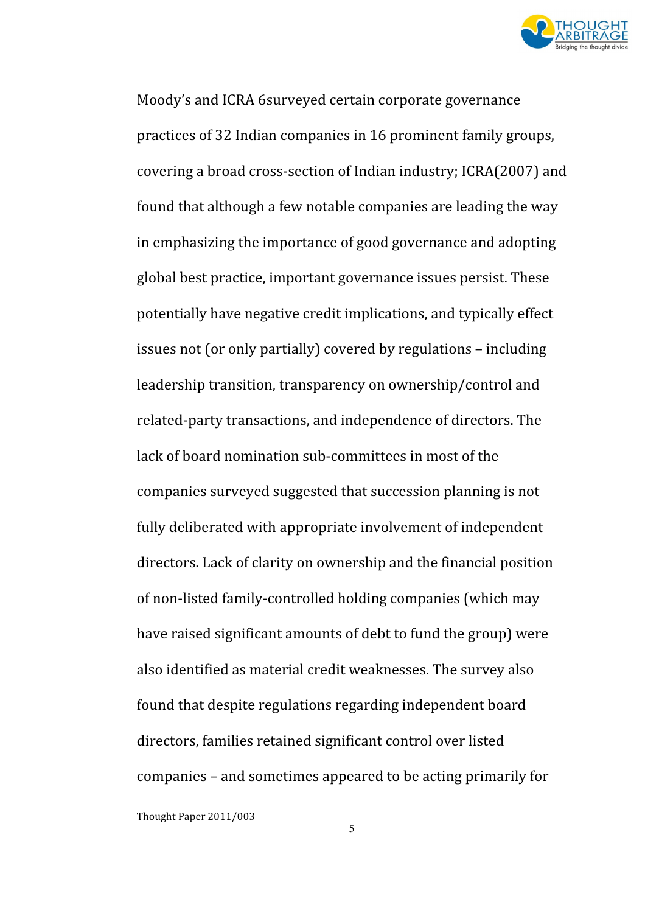Moody's and ICRA 6surveyed certain corporate governance practices of 32 Indian companies in 16 prominent family groups, covering a broad cross-section of Indian industry; ICRA(2007) and found that although a few notable companies are leading the way in emphasizing the importance of good governance and adopting global best practice, important governance issues persist. These potentially have negative credit implications, and typically effect issues not (or only partially) covered by regulations – including leadership transition, transparency on ownership/control and related-party transactions, and independence of directors. The lack of board nomination sub-committees in most of the companies surveyed suggested that succession planning is not fully deliberated with appropriate involvement of independent directors. Lack of clarity on ownership and the financial position of non-listed family-controlled holding companies (which may have raised significant amounts of debt to fund the group) were also identified as material credit weaknesses. The survey also found that despite regulations regarding independent board directors, families retained significant control over listed companies – and sometimes appeared to be acting primarily for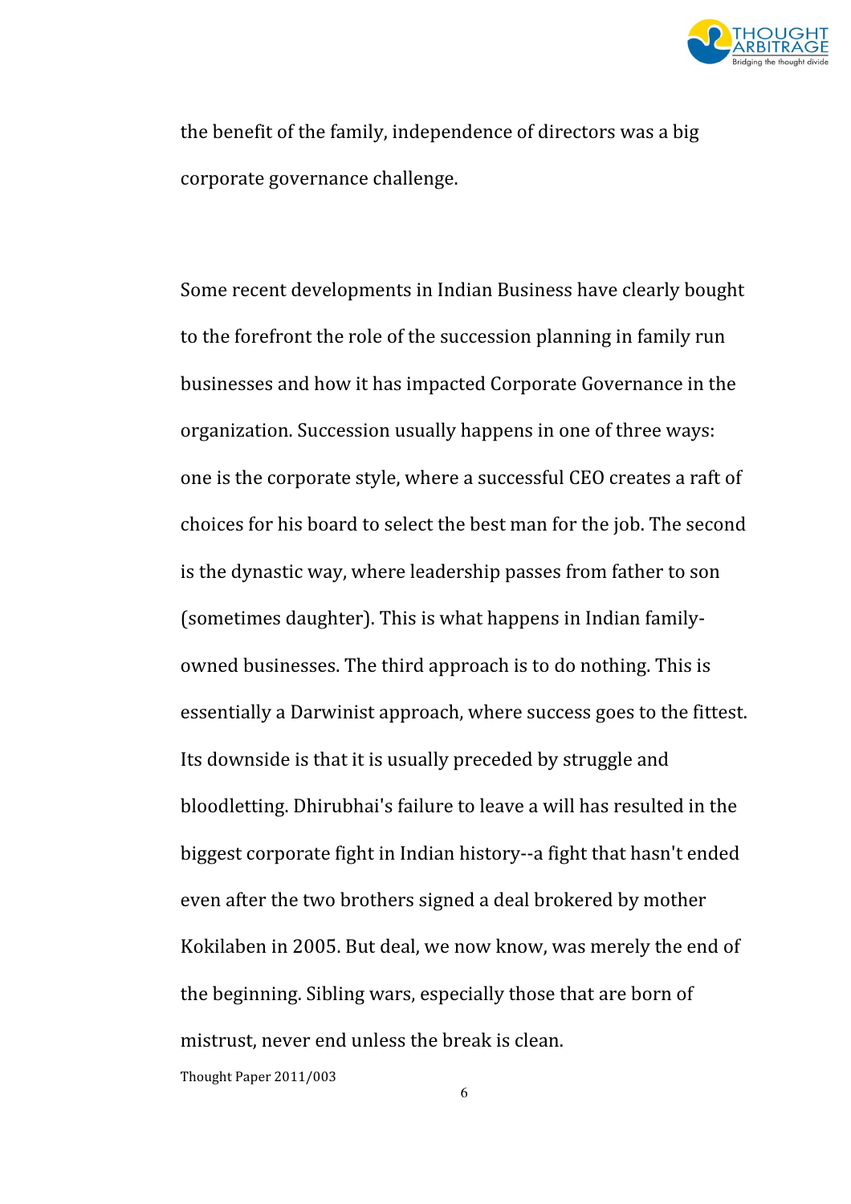the benefit of the family, independence of directors was a big corporate governance challenge.

Some recent developments in Indian Business have clearly bought to the forefront the role of the succession planning in family run businesses and how it has impacted Corporate Governance in the organization. Succession usually happens in one of three ways: one is the corporate style, where a successful CEO creates a raft of choices for his board to select the best man for the job. The second is the dynastic way, where leadership passes from father to son (sometimes daughter). This is what happens in Indian family-owned businesses. The third approach is to do nothing. This is essentially a Darwinist approach, where success goes to the fittest. Its downside is that it is usually preceded by struggle and bloodletting. Dhirubhai's failure to leave a will has resulted in the biggest corporate fight in Indian history--a fight that hasn't ended even after the two brothers signed a deal brokered by mother Kokilaben in 2005. But deal, we now know, was merely the end of the beginning. Sibling wars, especially those that are born of mistrust, never end unless the break is clean.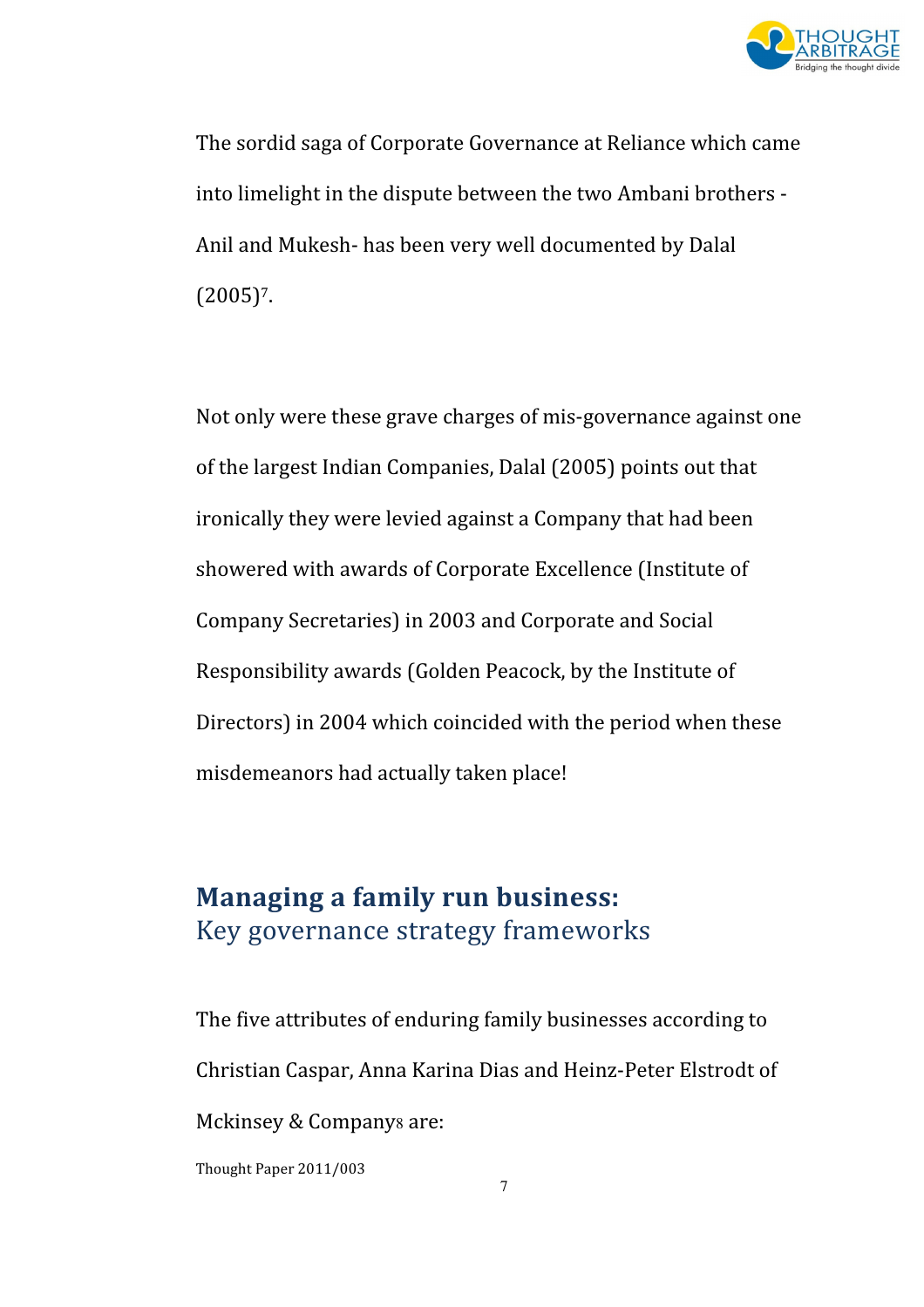The sordid saga of Corporate Governance at Reliance which came into limelight in the dispute between the two Ambani brothers - Anil and Mukesh- has been very well documented by Dalal (2005)[7].

Not only were these grave charges of mis-governance against one of the largest Indian Companies, Dalal (2005) points out that ironically they were levied against a Company that had been showered with awards of Corporate Excellence (Institute of Company Secretaries) in 2003 and Corporate and Social Responsibility awards (Golden Peacock, by the Institute of Directors) in 2004 which coincided with the period when these misdemeanors had actually taken place!

## **Managing a family run business:**
## Key governance strategy frameworks

The five attributes of enduring family businesses according to Christian Caspar, Anna Karina Dias and Heinz-Peter Elstrodt of Mckinsey & Company[8] are:

Thought Paper 2011/003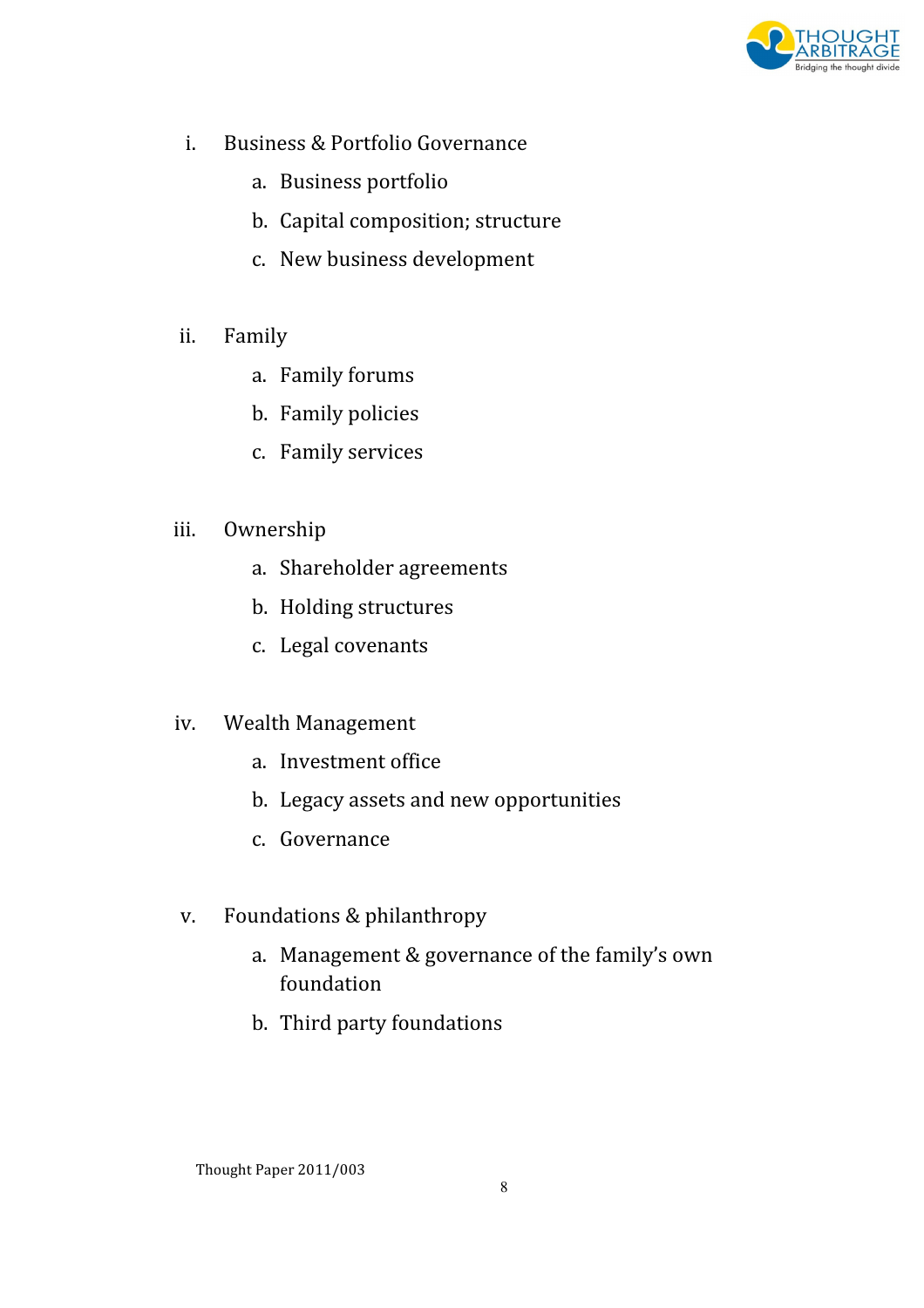i. Business & Portfolio Governance
    a. Business portfolio
    b. Capital composition; structure
    c. New business development

ii. Family
    a. Family forums
    b. Family policies
    c. Family services

iii. Ownership
    a. Shareholder agreements
    b. Holding structures
    c. Legal covenants

iv. Wealth Management
    a. Investment office
    b. Legacy assets and new opportunities
    c. Governance

v. Foundations & philanthropy
    a. Management & governance of the family's own foundation
    b. Third party foundations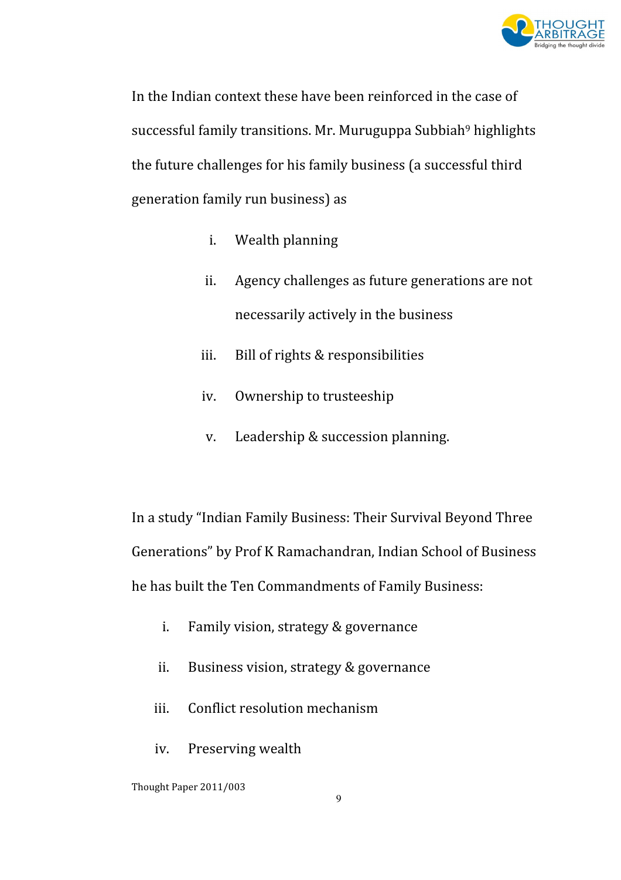In the Indian context these have been reinforced in the case of successful family transitions. Mr. Muruguppa Subbiah[9] highlights the future challenges for his family business (a successful third generation family run business) as

i. Wealth planning
ii. Agency challenges as future generations are not necessarily actively in the business
iii. Bill of rights & responsibilities
iv. Ownership to trusteeship
v. Leadership & succession planning.

In a study "Indian Family Business: Their Survival Beyond Three Generations" by Prof K Ramachandran, Indian School of Business he has built the Ten Commandments of Family Business:

i. Family vision, strategy & governance
ii. Business vision, strategy & governance
iii. Conflict resolution mechanism
iv. Preserving wealth

Thought Paper 2011/003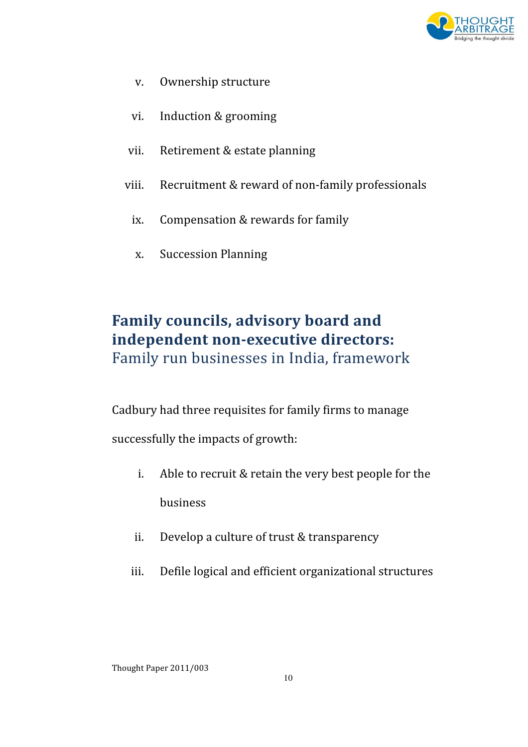v. Ownership structure
vi. Induction & grooming
vii. Retirement & estate planning
viii. Recruitment & reward of non-family professionals
ix. Compensation & rewards for family
x. Succession Planning

## **Family councils, advisory board and independent non-executive directors:** Family run businesses in India, framework

Cadbury had three requisites for family firms to manage successfully the impacts of growth:

i. Able to recruit & retain the very best people for the business
ii. Develop a culture of trust & transparency
iii. Defile logical and efficient organizational structures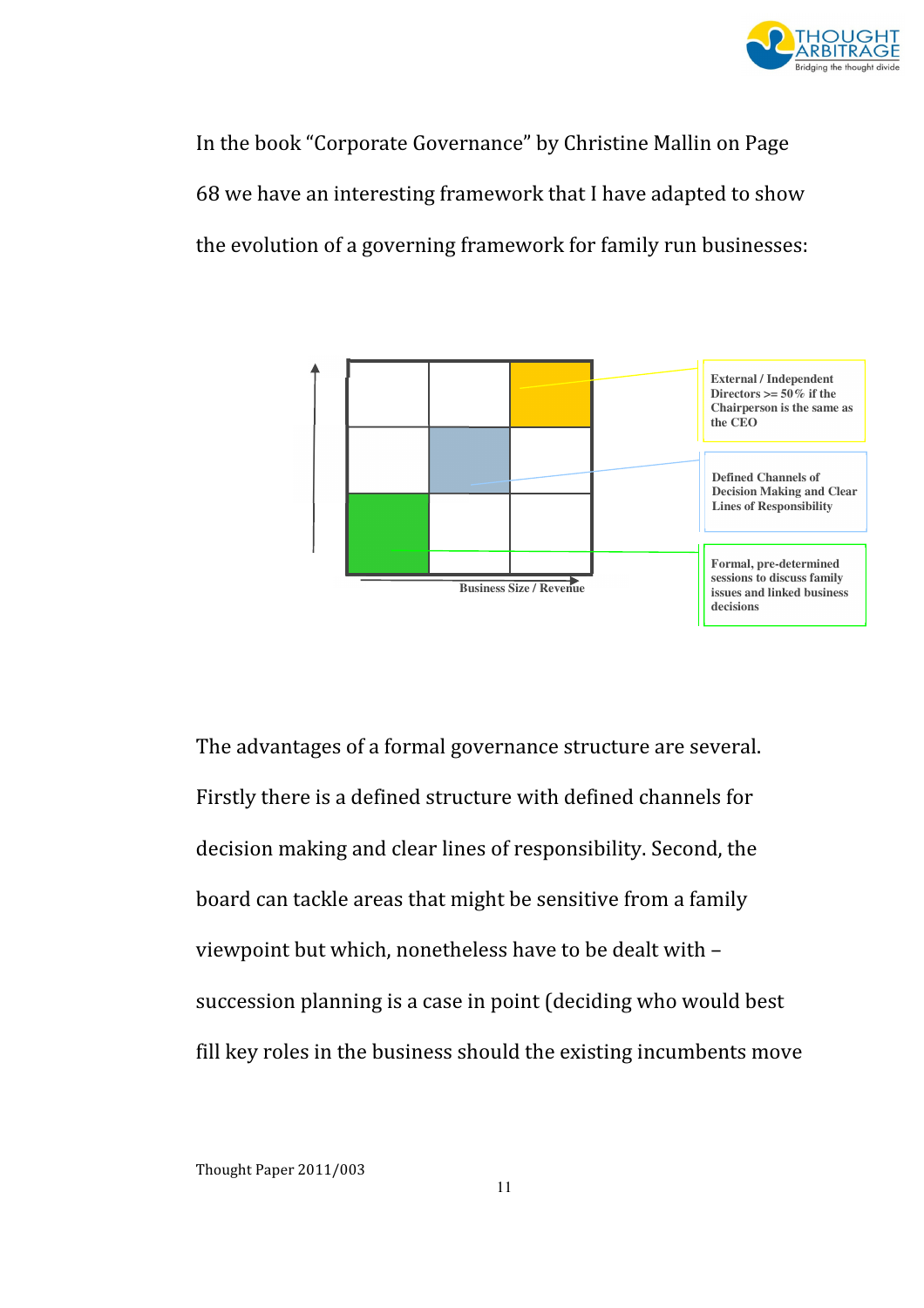In the book "Corporate Governance" by Christine Mallin on Page 68 we have an interesting framework that I have adapted to show the evolution of a governing framework for family run businesses:

External / Independent Directors >= 50% if the Chairperson is the same as the CEO

Defined Channels of Decision Making and Clear Lines of Responsibility

Formal, pre-determined sessions to discuss family issues and linked business decisions

Business Size / Revenue

The advantages of a formal governance structure are several. Firstly there is a defined structure with defined channels for decision making and clear lines of responsibility. Second, the board can tackle areas that might be sensitive from a family viewpoint but which, nonetheless have to be dealt with – succession planning is a case in point (deciding who would best fill key roles in the business should the existing incumbents move

Thought Paper 2011/003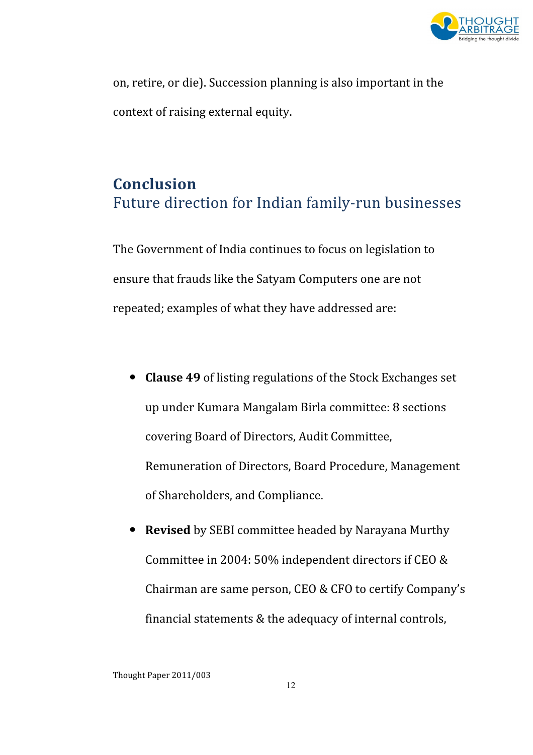on, retire, or die). Succession planning is also important in the context of raising external equity.

## Conclusion

### Future direction for Indian family-run businesses

The Government of India continues to focus on legislation to ensure that frauds like the Satyam Computers one are not repeated; examples of what they have addressed are:

- **Clause 49** of listing regulations of the Stock Exchanges set up under Kumara Mangalam Birla committee: 8 sections covering Board of Directors, Audit Committee, Remuneration of Directors, Board Procedure, Management of Shareholders, and Compliance.
- **Revised** by SEBI committee headed by Narayana Murthy Committee in 2004: 50% independent directors if CEO & Chairman are same person, CEO & CFO to certify Company's financial statements & the adequacy of internal controls,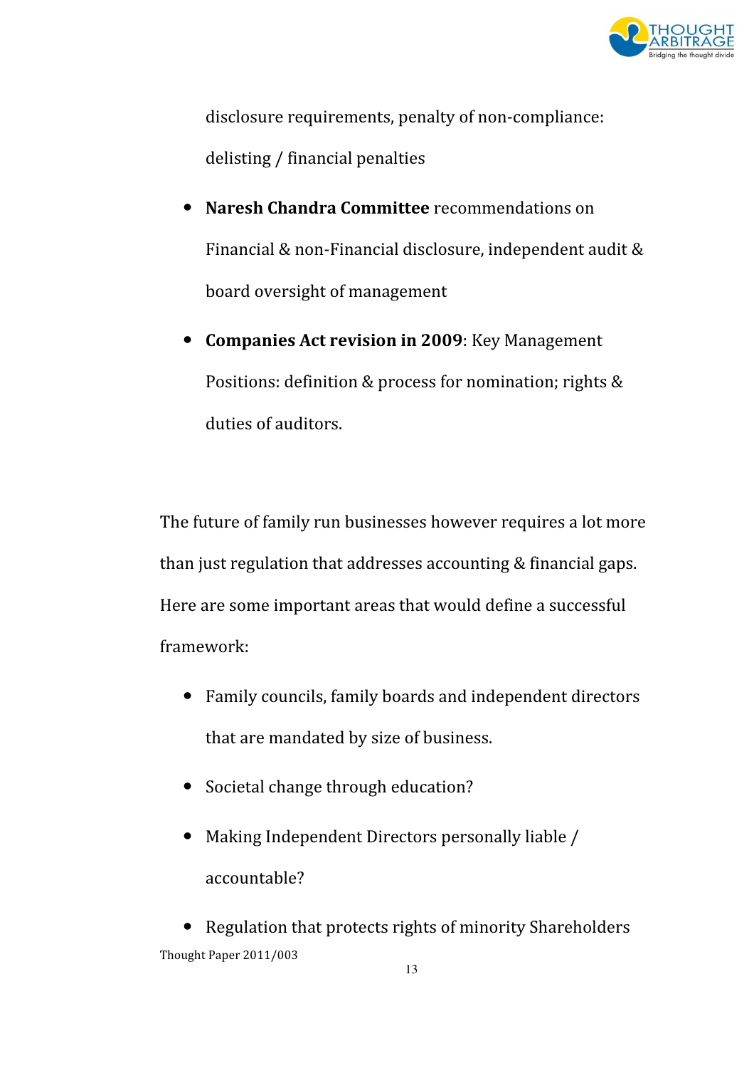disclosure requirements, penalty of non-compliance: delisting / financial penalties

- **Naresh Chandra Committee** recommendations on Financial & non-Financial disclosure, independent audit & board oversight of management
- **Companies Act revision in 2009**: Key Management Positions: definition & process for nomination; rights & duties of auditors.

The future of family run businesses however requires a lot more than just regulation that addresses accounting & financial gaps. Here are some important areas that would define a successful framework:

- Family councils, family boards and independent directors that are mandated by size of business.
- Societal change through education?
- Making Independent Directors personally liable / accountable?
- Regulation that protects rights of minority Shareholders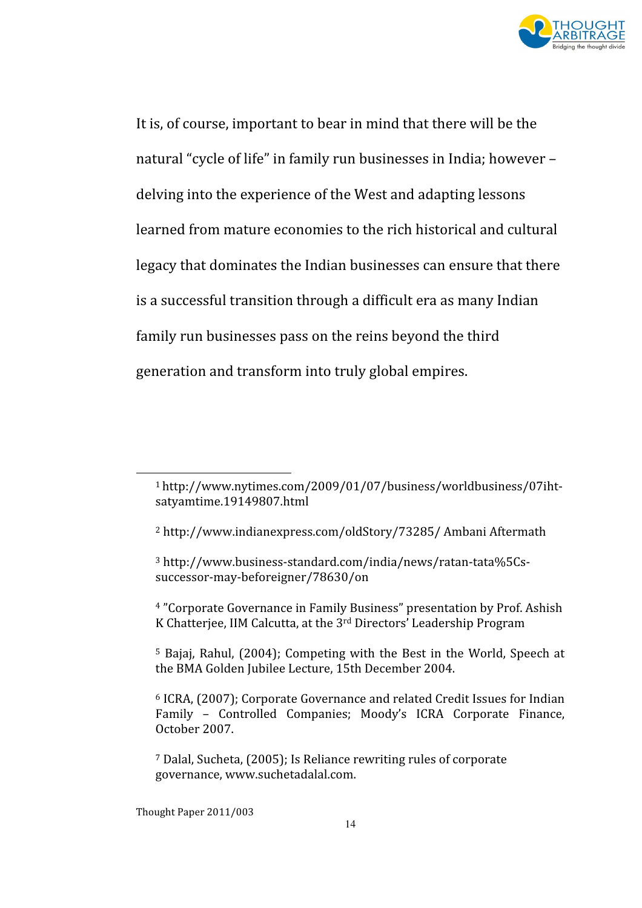It is, of course, important to bear in mind that there will be the natural "cycle of life" in family run businesses in India; however – delving into the experience of the West and adapting lessons learned from mature economies to the rich historical and cultural legacy that dominates the Indian businesses can ensure that there is a successful transition through a difficult era as many Indian family run businesses pass on the reins beyond the third generation and transform into truly global empires.

---

[1] http://www.nytimes.com/2009/01/07/business/worldbusiness/07iht-satyamtime.19149807.html

[2] http://www.indianexpress.com/oldStory/73285/ Ambani Aftermath

[3] http://www.business-standard.com/india/news/ratan-tata%5Cs-successor-may-beforeigner/78630/on

[4] "Corporate Governance in Family Business" presentation by Prof. Ashish K Chatterjee, IIM Calcutta, at the 3rd Directors' Leadership Program

[5] Bajaj, Rahul, (2004); Competing with the Best in the World, Speech at the BMA Golden Jubilee Lecture, 15th December 2004.

[6] ICRA, (2007); Corporate Governance and related Credit Issues for Indian Family – Controlled Companies; Moody's ICRA Corporate Finance, October 2007.

[7] Dalal, Sucheta, (2005); Is Reliance rewriting rules of corporate governance, www.suchetadalal.com.

Thought Paper 2011/003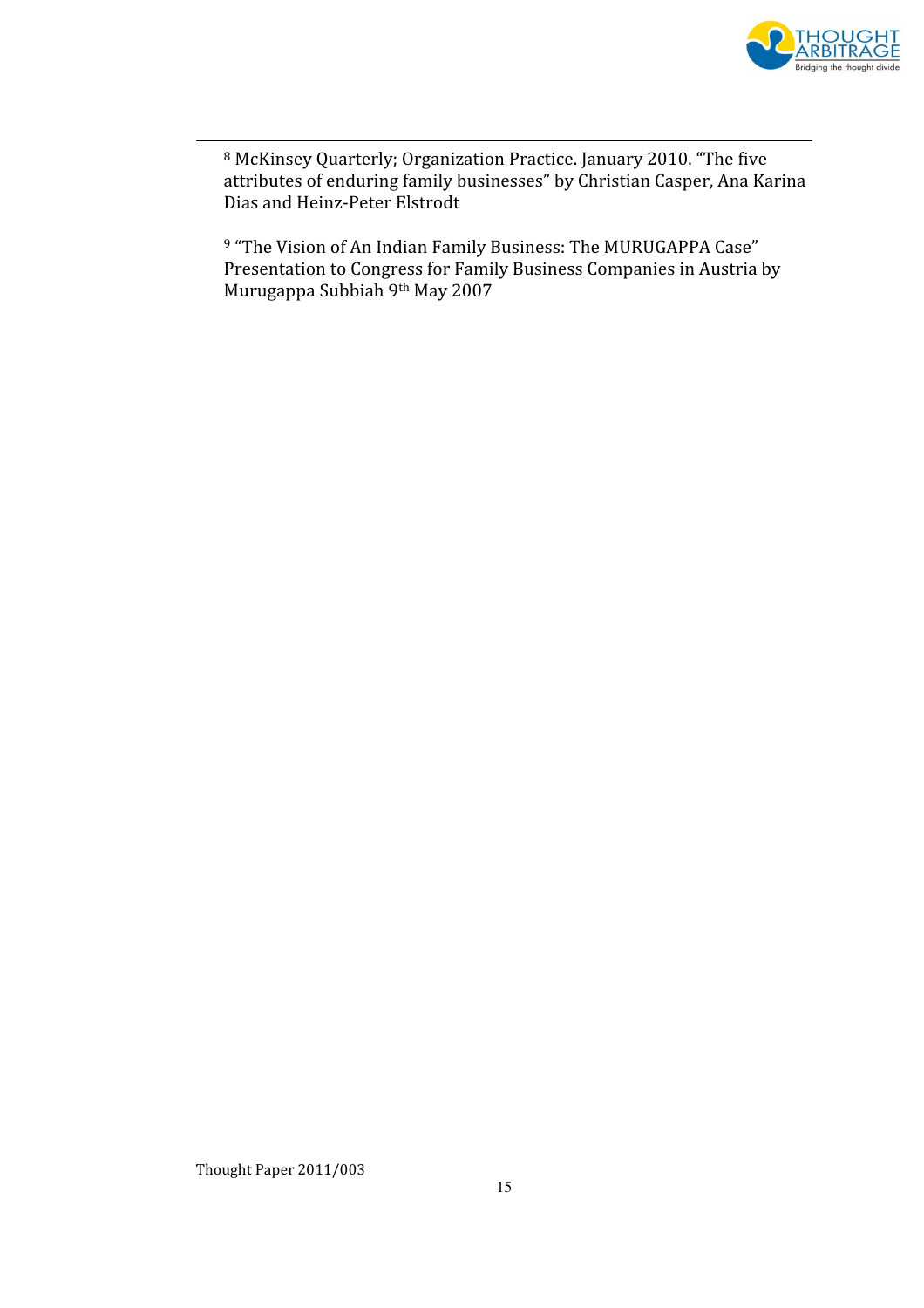[8] McKinsey Quarterly; Organization Practice. January 2010. "The five attributes of enduring family businesses" by Christian Casper, Ana Karina Dias and Heinz-Peter Elstrodt

[9] "The Vision of An Indian Family Business: The MURUGAPPA Case" Presentation to Congress for Family Business Companies in Austria by Murugappa Subbiah 9th May 2007